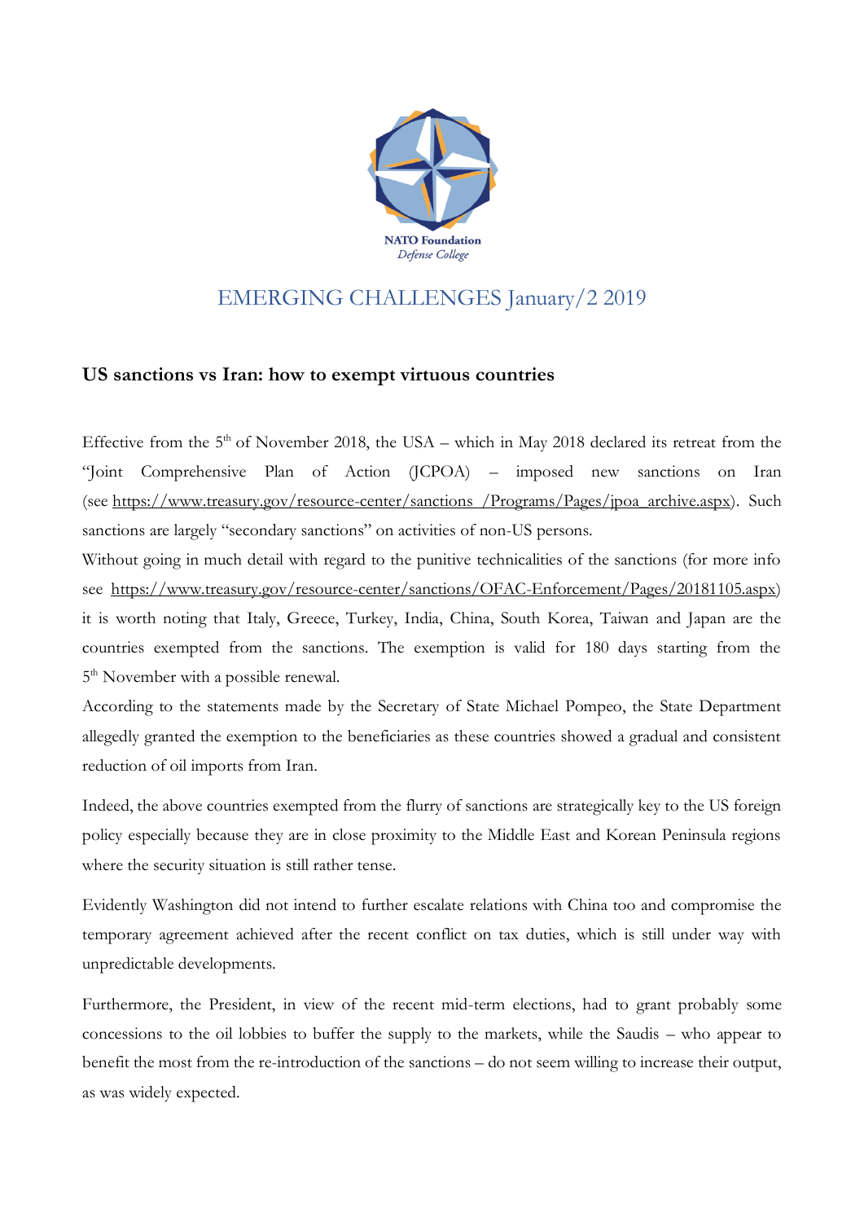NATO Foundation
*Defense College*

# EMERGING CHALLENGES January/2 2019

## US sanctions vs Iran: how to exempt virtuous countries

Effective from the 5th of November 2018, the USA – which in May 2018 declared its retreat from the "Joint Comprehensive Plan of Action (JCPOA) – imposed new sanctions on Iran (see https://www.treasury.gov/resource-center/sanctions /Programs/Pages/jpoa_archive.aspx). Such sanctions are largely "secondary sanctions" on activities of non-US persons.

Without going in much detail with regard to the punitive technicalities of the sanctions (for more info see https://www.treasury.gov/resource-center/sanctions/OFAC-Enforcement/Pages/20181105.aspx) it is worth noting that Italy, Greece, Turkey, India, China, South Korea, Taiwan and Japan are the countries exempted from the sanctions. The exemption is valid for 180 days starting from the 5th November with a possible renewal.

According to the statements made by the Secretary of State Michael Pompeo, the State Department allegedly granted the exemption to the beneficiaries as these countries showed a gradual and consistent reduction of oil imports from Iran.

Indeed, the above countries exempted from the flurry of sanctions are strategically key to the US foreign policy especially because they are in close proximity to the Middle East and Korean Peninsula regions where the security situation is still rather tense.

Evidently Washington did not intend to further escalate relations with China too and compromise the temporary agreement achieved after the recent conflict on tax duties, which is still under way with unpredictable developments.

Furthermore, the President, in view of the recent mid-term elections, had to grant probably some concessions to the oil lobbies to buffer the supply to the markets, while the Saudis – who appear to benefit the most from the re-introduction of the sanctions – do not seem willing to increase their output, as was widely expected.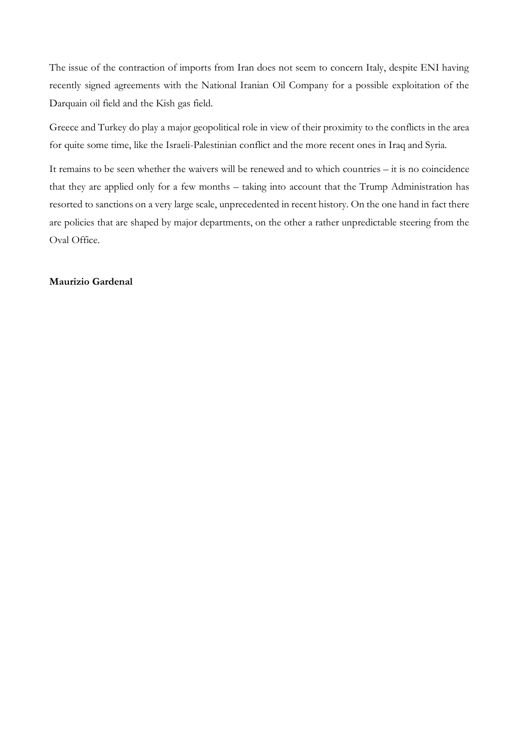The issue of the contraction of imports from Iran does not seem to concern Italy, despite ENI having recently signed agreements with the National Iranian Oil Company for a possible exploitation of the Darquain oil field and the Kish gas field.

Greece and Turkey do play a major geopolitical role in view of their proximity to the conflicts in the area for quite some time, like the Israeli-Palestinian conflict and the more recent ones in Iraq and Syria.

It remains to be seen whether the waivers will be renewed and to which countries – it is no coincidence that they are applied only for a few months – taking into account that the Trump Administration has resorted to sanctions on a very large scale, unprecedented in recent history. On the one hand in fact there are policies that are shaped by major departments, on the other a rather unpredictable steering from the Oval Office.

**Maurizio Gardenal**